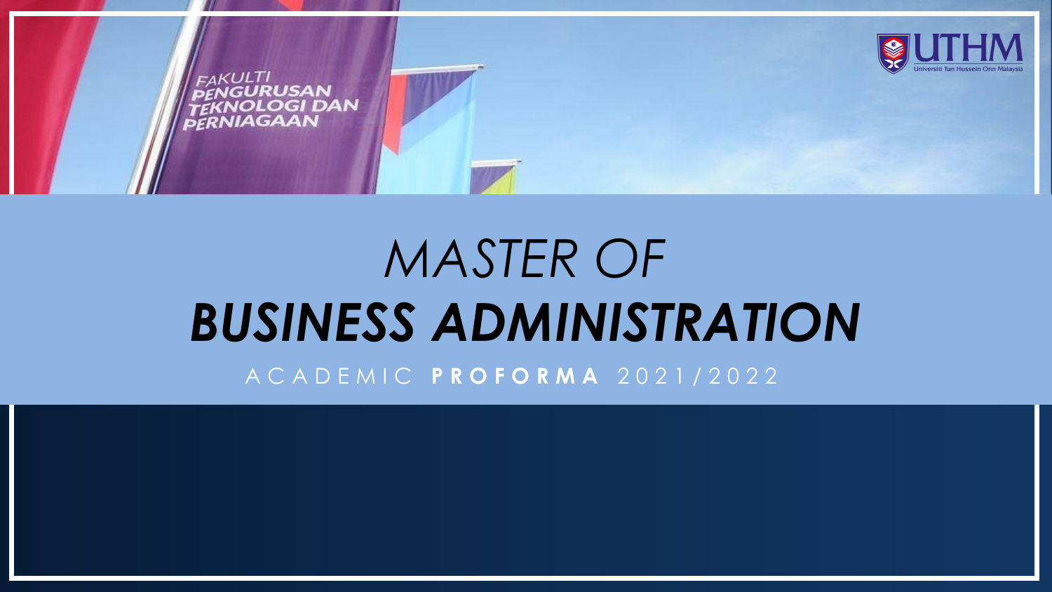# MASTER OF BUSINESS ADMINISTRATION

ACADEMIC **PROFORMA** 2021/2022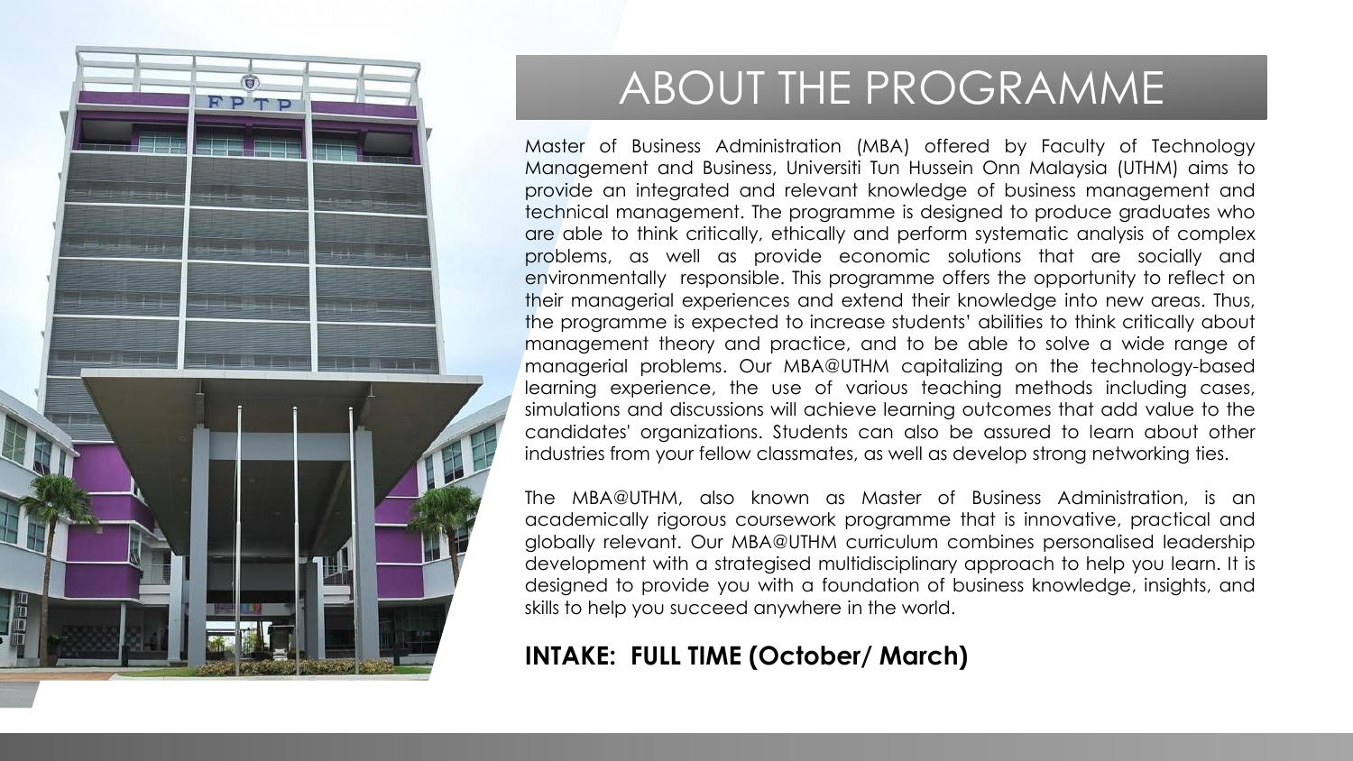# ABOUT THE PROGRAMME

Master of Business Administration (MBA) offered by Faculty of Technology Management and Business, Universiti Tun Hussein Onn Malaysia (UTHM) aims to provide an integrated and relevant knowledge of business management and technical management. The programme is designed to produce graduates who are able to think critically, ethically and perform systematic analysis of complex problems, as well as provide economic solutions that are socially and environmentally responsible. This programme offers the opportunity to reflect on their managerial experiences and extend their knowledge into new areas. Thus, the programme is expected to increase students' abilities to think critically about management theory and practice, and to be able to solve a wide range of managerial problems. Our MBA@UTHM capitalizing on the technology-based learning experience, the use of various teaching methods including cases, simulations and discussions will achieve learning outcomes that add value to the candidates' organizations. Students can also be assured to learn about other industries from your fellow classmates, as well as develop strong networking ties.

The MBA@UTHM, also known as Master of Business Administration, is an academically rigorous coursework programme that is innovative, practical and globally relevant. Our MBA@UTHM curriculum combines personalised leadership development with a strategised multidisciplinary approach to help you learn. It is designed to provide you with a foundation of business knowledge, insights, and skills to help you succeed anywhere in the world.

**INTAKE: FULL TIME (October/ March)**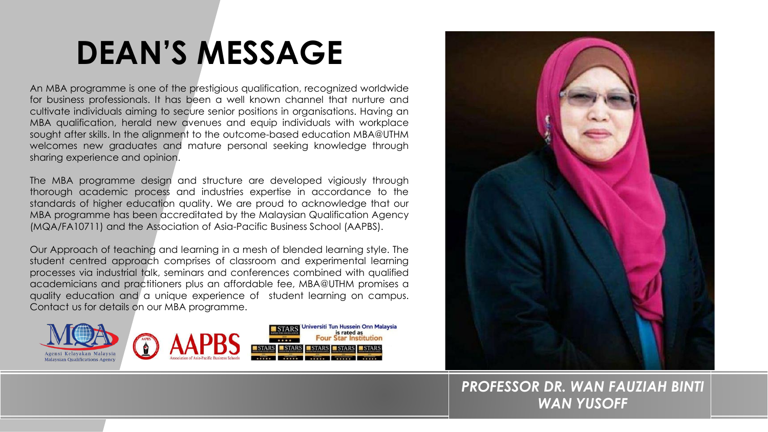# DEAN'S MESSAGE

An MBA programme is one of the prestigious qualification, recognized worldwide for business professionals. It has been a well known channel that nurture and cultivate individuals aiming to secure senior positions in organisations. Having an MBA qualification, herald new avenues and equip individuals with workplace sought after skills. In the alignment to the outcome-based education MBA@UTHM welcomes new graduates and mature personal seeking knowledge through sharing experience and opinion.

The MBA programme design and structure are developed vigiously through thorough academic process and industries expertise in accordance to the standards of higher education quality. We are proud to acknowledge that our MBA programme has been accreditated by the Malaysian Qualification Agency (MQA/FA10711) and the Association of Asia-Pacific Business School (AAPBS).

Our Approach of teaching and learning in a mesh of blended learning style. The student centred approach comprises of classroom and experimental learning processes via industrial talk, seminars and conferences combined with qualified academicians and practitioners plus an affordable fee, MBA@UTHM promises a quality education and a unique experience of student learning on campus. Contact us for details on our MBA programme.

Agensi Kelayakan Malaysia
Malaysian Qualifications Agency

AAPBS
Association of Asia-Pacific Business Schools

Universiti Tun Hussein Onn Malaysia is rated as Four Star Institution

***PROFESSOR DR. WAN FAUZIAH BINTI WAN YUSOFF***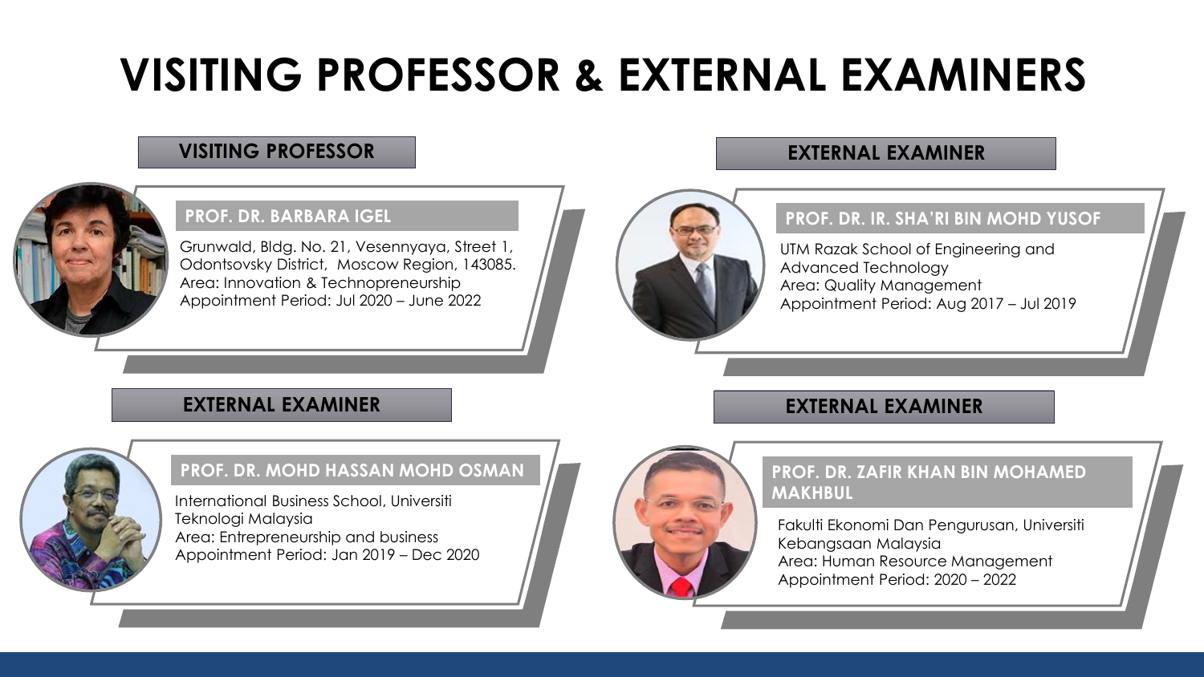# VISITING PROFESSOR & EXTERNAL EXAMINERS

## VISITING PROFESSOR

### PROF. DR. BARBARA IGEL

Grunwald, Bldg. No. 21, Vesennyaya, Street 1, Odontsovsky District, Moscow Region, 143085.
Area: Innovation & Technopreneurship
Appointment Period: Jul 2020 – June 2022

## EXTERNAL EXAMINER

### PROF. DR. IR. SHA'RI BIN MOHD YUSOF

UTM Razak School of Engineering and Advanced Technology
Area: Quality Management
Appointment Period: Aug 2017 – Jul 2019

## EXTERNAL EXAMINER

### PROF. DR. MOHD HASSAN MOHD OSMAN

International Business School, Universiti Teknologi Malaysia
Area: Entrepreneurship and business
Appointment Period: Jan 2019 – Dec 2020

## EXTERNAL EXAMINER

### PROF. DR. ZAFIR KHAN BIN MOHAMED MAKHBUL

Fakulti Ekonomi Dan Pengurusan, Universiti Kebangsaan Malaysia
Area: Human Resource Management
Appointment Period: 2020 – 2022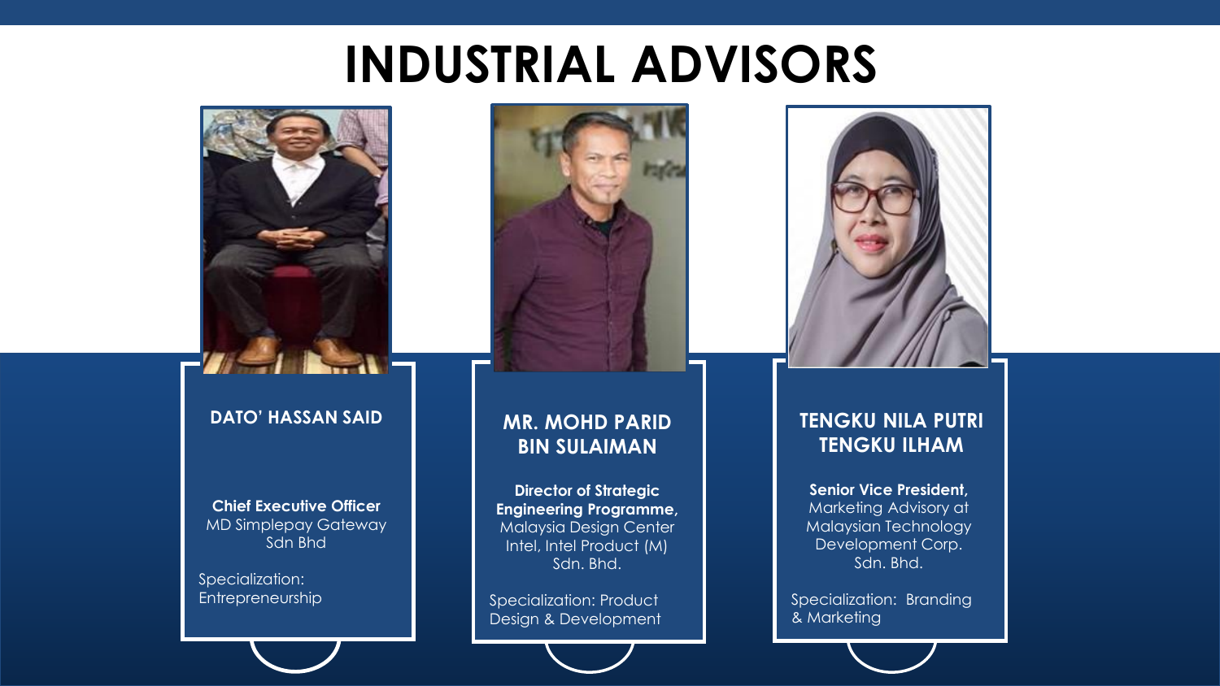# INDUSTRIAL ADVISORS

### DATO' HASSAN SAID

**Chief Executive Officer**
MD Simplepay Gateway Sdn Bhd

Specialization: Entrepreneurship

### MR. MOHD PARID BIN SULAIMAN

**Director of Strategic Engineering Programme,**
Malaysia Design Center Intel, Intel Product (M) Sdn. Bhd.

Specialization: Product Design & Development

### TENGKU NILA PUTRI TENGKU ILHAM

**Senior Vice President,**
Marketing Advisory at Malaysian Technology Development Corp. Sdn. Bhd.

Specialization: Branding & Marketing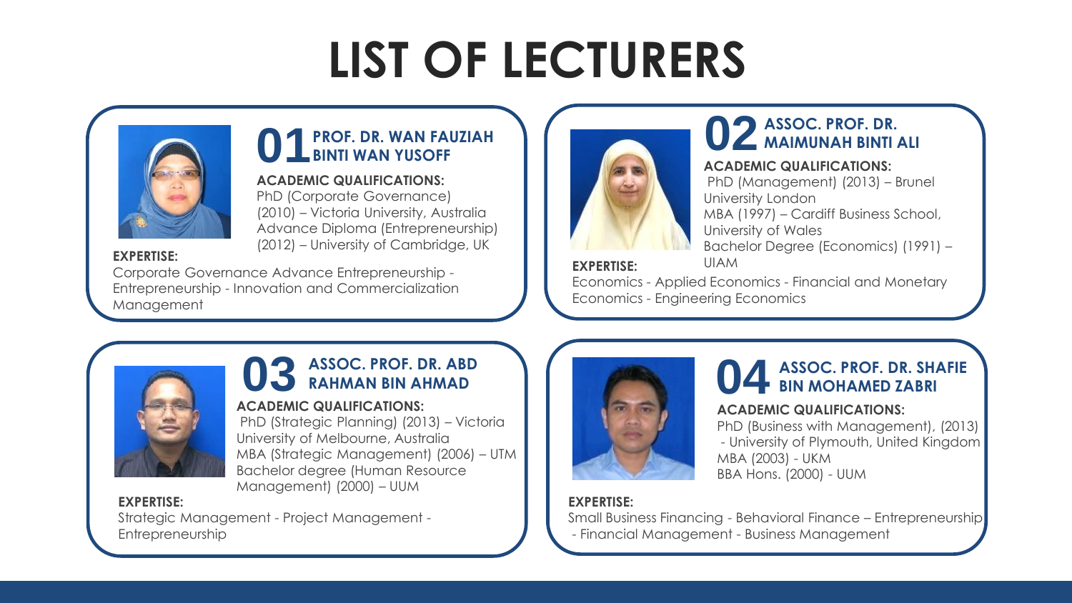# LIST OF LECTURERS

## 01 PROF. DR. WAN FAUZIAH BINTI WAN YUSOFF

**ACADEMIC QUALIFICATIONS:**

PhD (Corporate Governance) (2010) – Victoria University, Australia
Advance Diploma (Entrepreneurship) (2012) – University of Cambridge, UK

**EXPERTISE:**

Corporate Governance Advance Entrepreneurship - Entrepreneurship - Innovation and Commercialization Management

## 02 ASSOC. PROF. DR. MAIMUNAH BINTI ALI

**ACADEMIC QUALIFICATIONS:**

PhD (Management) (2013) – Brunel University London
MBA (1997) – Cardiff Business School, University of Wales
Bachelor Degree (Economics) (1991) – UIAM

**EXPERTISE:**

Economics - Applied Economics - Financial and Monetary Economics - Engineering Economics

## 03 ASSOC. PROF. DR. ABD RAHMAN BIN AHMAD

**ACADEMIC QUALIFICATIONS:**

PhD (Strategic Planning) (2013) – Victoria University of Melbourne, Australia
MBA (Strategic Management) (2006) – UTM
Bachelor degree (Human Resource Management) (2000) – UUM

**EXPERTISE:**

Strategic Management - Project Management - Entrepreneurship

## 04 ASSOC. PROF. DR. SHAFIE BIN MOHAMED ZABRI

**ACADEMIC QUALIFICATIONS:**

PhD (Business with Management), (2013) - University of Plymouth, United Kingdom
MBA (2003) - UKM
BBA Hons. (2000) - UUM

**EXPERTISE:**

Small Business Financing - Behavioral Finance – Entrepreneurship - Financial Management - Business Management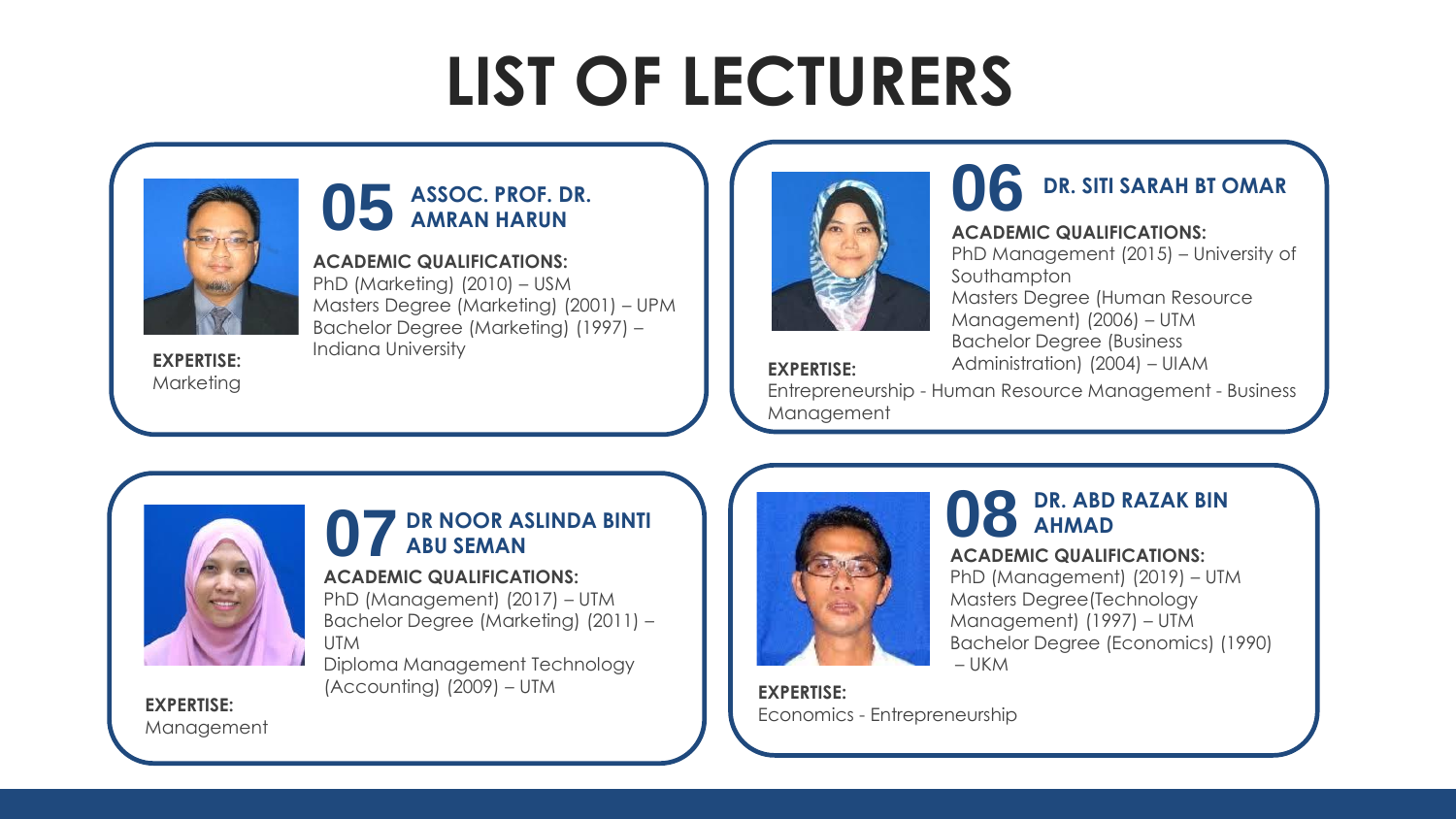# LIST OF LECTURERS

## 05 ASSOC. PROF. DR. AMRAN HARUN

**ACADEMIC QUALIFICATIONS:**
PhD (Marketing) (2010) – USM
Masters Degree (Marketing) (2001) – UPM
Bachelor Degree (Marketing) (1997) – Indiana University

**EXPERTISE:**
Marketing

## 06 DR. SITI SARAH BT OMAR

**ACADEMIC QUALIFICATIONS:**
PhD Management (2015) – University of Southampton
Masters Degree (Human Resource Management) (2006) – UTM
Bachelor Degree (Business Administration) (2004) – UIAM

**EXPERTISE:**
Entrepreneurship - Human Resource Management - Business Management

## 07 DR NOOR ASLINDA BINTI ABU SEMAN

**ACADEMIC QUALIFICATIONS:**
PhD (Management) (2017) – UTM
Bachelor Degree (Marketing) (2011) – UTM
Diploma Management Technology (Accounting) (2009) – UTM

**EXPERTISE:**
Management

## 08 DR. ABD RAZAK BIN AHMAD

**ACADEMIC QUALIFICATIONS:**
PhD (Management) (2019) – UTM
Masters Degree(Technology Management) (1997) – UTM
Bachelor Degree (Economics) (1990) – UKM

**EXPERTISE:**
Economics - Entrepreneurship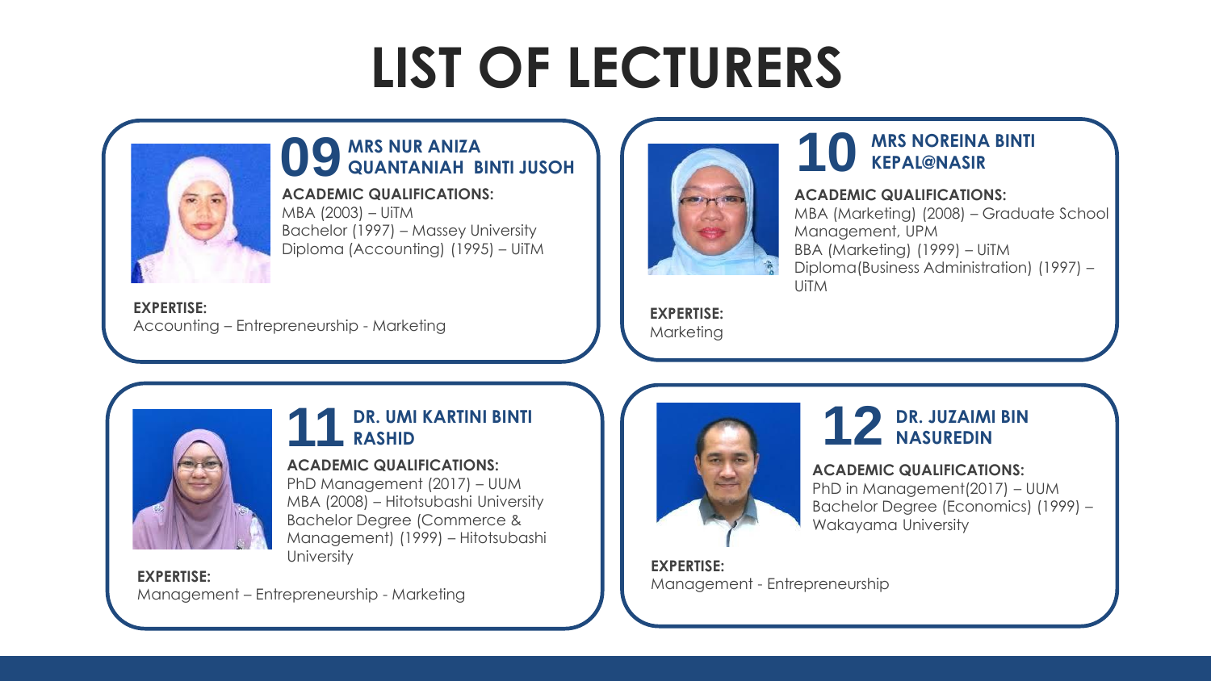# LIST OF LECTURERS

## 09 MRS NUR ANIZA QUANTANIAH BINTI JUSOH

**ACADEMIC QUALIFICATIONS:**
MBA (2003) – UiTM
Bachelor (1997) – Massey University
Diploma (Accounting) (1995) – UiTM

**EXPERTISE:**
Accounting – Entrepreneurship - Marketing

## 10 MRS NOREINA BINTI KEPAL@NASIR

**ACADEMIC QUALIFICATIONS:**
MBA (Marketing) (2008) – Graduate School Management, UPM
BBA (Marketing) (1999) – UiTM
Diploma(Business Administration) (1997) – UiTM

**EXPERTISE:**
Marketing

## 11 DR. UMI KARTINI BINTI RASHID

**ACADEMIC QUALIFICATIONS:**
PhD Management (2017) – UUM
MBA (2008) – Hitotsubashi University
Bachelor Degree (Commerce & Management) (1999) – Hitotsubashi University

**EXPERTISE:**
Management – Entrepreneurship - Marketing

## 12 DR. JUZAIMI BIN NASUREDIN

**ACADEMIC QUALIFICATIONS:**
PhD in Management(2017) – UUM
Bachelor Degree (Economics) (1999) – Wakayama University

**EXPERTISE:**
Management - Entrepreneurship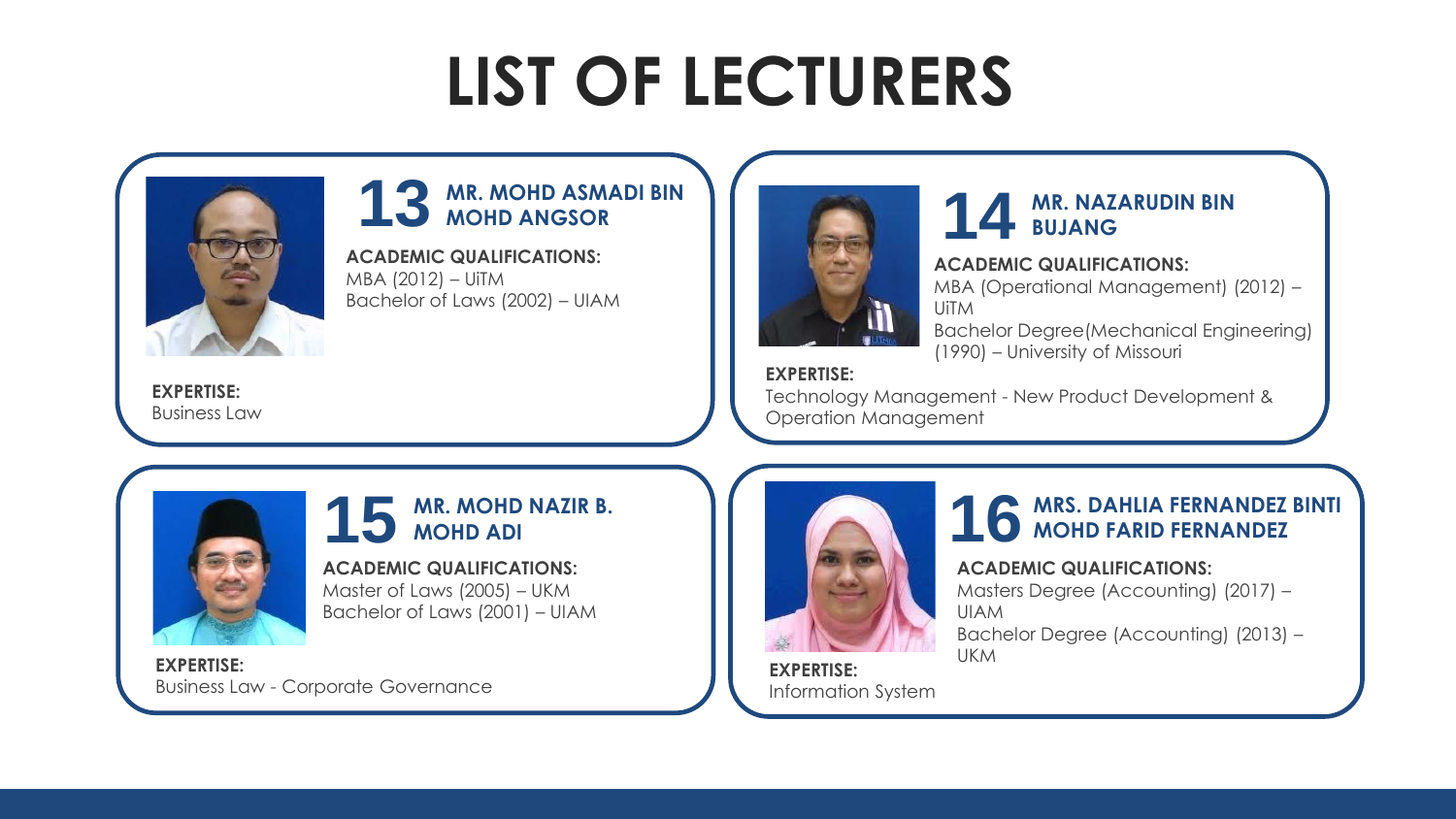# LIST OF LECTURERS

## 13 MR. MOHD ASMADI BIN MOHD ANGSOR

**ACADEMIC QUALIFICATIONS:**
MBA (2012) – UiTM
Bachelor of Laws (2002) – UIAM

**EXPERTISE:**
Business Law

## 14 MR. NAZARUDIN BIN BUJANG

**ACADEMIC QUALIFICATIONS:**
MBA (Operational Management) (2012) – UiTM
Bachelor Degree(Mechanical Engineering) (1990) – University of Missouri

**EXPERTISE:**
Technology Management - New Product Development & Operation Management

## 15 MR. MOHD NAZIR B. MOHD ADI

**ACADEMIC QUALIFICATIONS:**
Master of Laws (2005) – UKM
Bachelor of Laws (2001) – UIAM

**EXPERTISE:**
Business Law - Corporate Governance

## 16 MRS. DAHLIA FERNANDEZ BINTI MOHD FARID FERNANDEZ

**ACADEMIC QUALIFICATIONS:**
Masters Degree (Accounting) (2017) – UIAM
Bachelor Degree (Accounting) (2013) – UKM

**EXPERTISE:**
Information System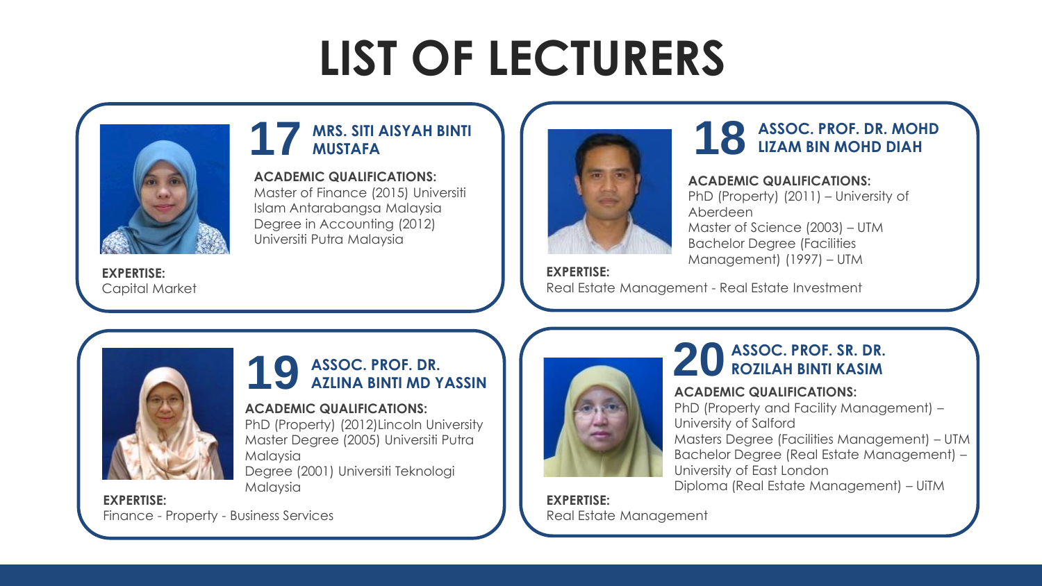# LIST OF LECTURERS

## 17 MRS. SITI AISYAH BINTI MUSTAFA

**ACADEMIC QUALIFICATIONS:**
Master of Finance (2015) Universiti Islam Antarabangsa Malaysia
Degree in Accounting (2012) Universiti Putra Malaysia

**EXPERTISE:**
Capital Market

## 18 ASSOC. PROF. DR. MOHD LIZAM BIN MOHD DIAH

**ACADEMIC QUALIFICATIONS:**
PhD (Property) (2011) – University of Aberdeen
Master of Science (2003) – UTM
Bachelor Degree (Facilities Management) (1997) – UTM

**EXPERTISE:**
Real Estate Management - Real Estate Investment

## 19 ASSOC. PROF. DR. AZLINA BINTI MD YASSIN

**ACADEMIC QUALIFICATIONS:**
PhD (Property) (2012)Lincoln University
Master Degree (2005) Universiti Putra Malaysia
Degree (2001) Universiti Teknologi Malaysia

**EXPERTISE:**
Finance - Property - Business Services

## 20 ASSOC. PROF. SR. DR. ROZILAH BINTI KASIM

**ACADEMIC QUALIFICATIONS:**
PhD (Property and Facility Management) – University of Salford
Masters Degree (Facilities Management) – UTM
Bachelor Degree (Real Estate Management) – University of East London
Diploma (Real Estate Management) – UiTM

**EXPERTISE:**
Real Estate Management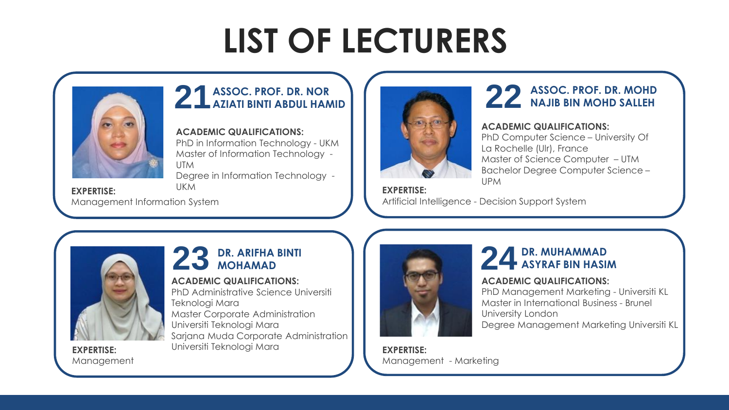# LIST OF LECTURERS

## 21 ASSOC. PROF. DR. NOR AZIATI BINTI ABDUL HAMID

**ACADEMIC QUALIFICATIONS:**
PhD in Information Technology - UKM
Master of Information Technology - UTM
Degree in Information Technology - UKM

**EXPERTISE:**
Management Information System

## 22 ASSOC. PROF. DR. MOHD NAJIB BIN MOHD SALLEH

**ACADEMIC QUALIFICATIONS:**
PhD Computer Science – University Of La Rochelle (Ulr), France
Master of Science Computer – UTM
Bachelor Degree Computer Science – UPM

**EXPERTISE:**
Artificial Intelligence - Decision Support System

## 23 DR. ARIFHA BINTI MOHAMAD

**ACADEMIC QUALIFICATIONS:**
PhD Administrative Science Universiti Teknologi Mara
Master Corporate Administration Universiti Teknologi Mara
Sarjana Muda Corporate Administration Universiti Teknologi Mara

**EXPERTISE:**
Management

## 24 DR. MUHAMMAD ASYRAF BIN HASIM

**ACADEMIC QUALIFICATIONS:**
PhD Management Marketing - Universiti KL
Master in International Business - Brunel University London
Degree Management Marketing Universiti KL

**EXPERTISE:**
Management - Marketing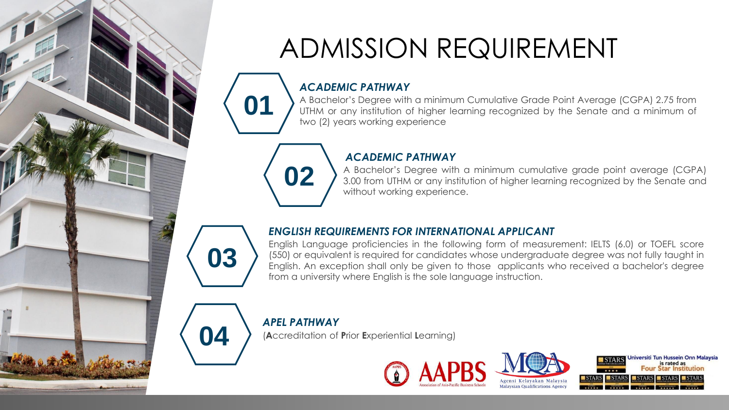# ADMISSION REQUIREMENT

## 01

### *ACADEMIC PATHWAY*

A Bachelor's Degree with a minimum Cumulative Grade Point Average (CGPA) 2.75 from UTHM or any institution of higher learning recognized by the Senate and a minimum of two (2) years working experience

## 02

### *ACADEMIC PATHWAY*

A Bachelor's Degree with a minimum cumulative grade point average (CGPA) 3.00 from UTHM or any institution of higher learning recognized by the Senate and without working experience.

## 03

### *ENGLISH REQUIREMENTS FOR INTERNATIONAL APPLICANT*

English Language proficiencies in the following form of measurement: IELTS (6.0) or TOEFL score (550) or equivalent is required for candidates whose undergraduate degree was not fully taught in English. An exception shall only be given to those applicants who received a bachelor's degree from a university where English is the sole language instruction.

## 04

### *APEL PATHWAY*

(**A**ccreditation of **P**rior **E**xperiential **L**earning)

AAPBS Association of Asia-Pacific Business Schools

MQA Agensi Kelayakan Malaysia Malaysian Qualifications Agency

Universiti Tun Hussein Onn Malaysia is rated as Four Star Institution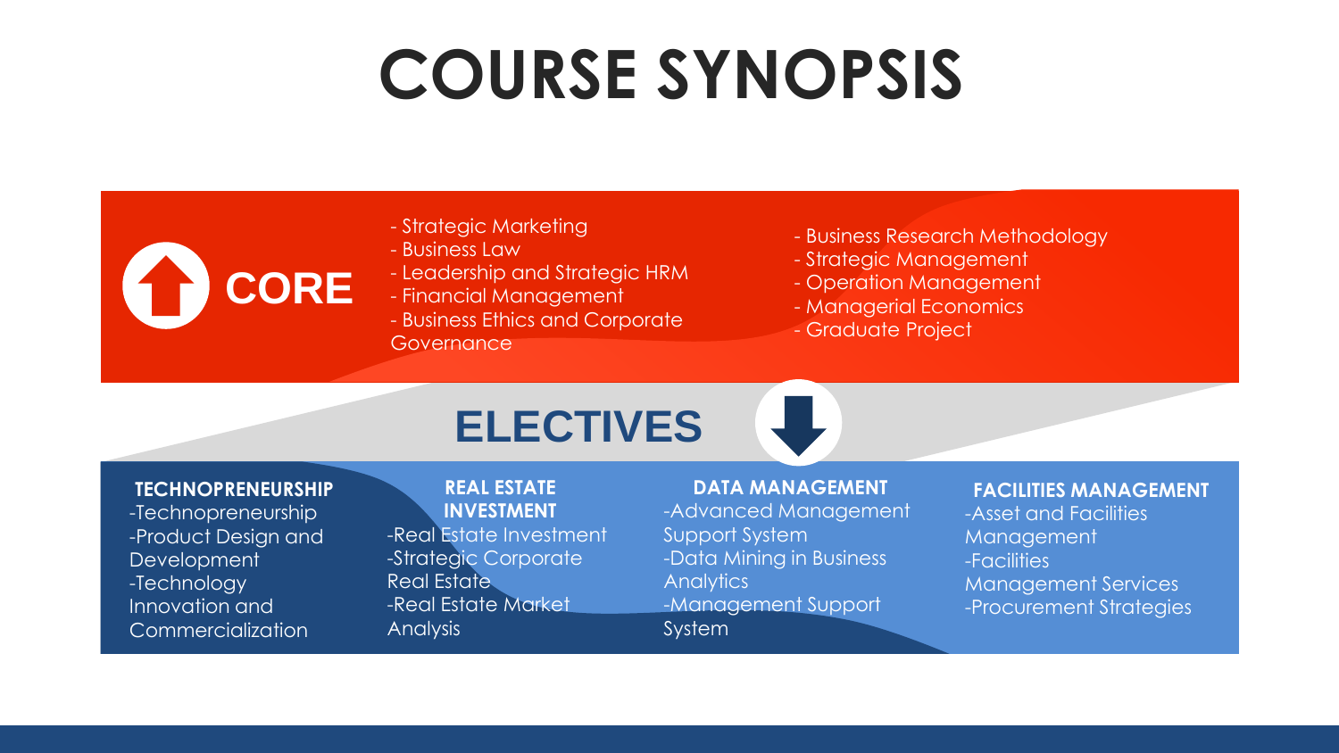# COURSE SYNOPSIS

## CORE

- Strategic Marketing
- Business Law
- Leadership and Strategic HRM
- Financial Management
- Business Ethics and Corporate Governance
- Business Research Methodology
- Strategic Management
- Operation Management
- Managerial Economics
- Graduate Project

## ELECTIVES

### TECHNOPRENEURSHIP

- Technopreneurship
- Product Design and Development
- Technology Innovation and Commercialization

### REAL ESTATE INVESTMENT

- Real Estate Investment
- Strategic Corporate Real Estate
- Real Estate Market Analysis

### DATA MANAGEMENT

- Advanced Management Support System
- Data Mining in Business Analytics
- Management Support System

### FACILITIES MANAGEMENT

- Asset and Facilities Management
- Facilities Management Services
- Procurement Strategies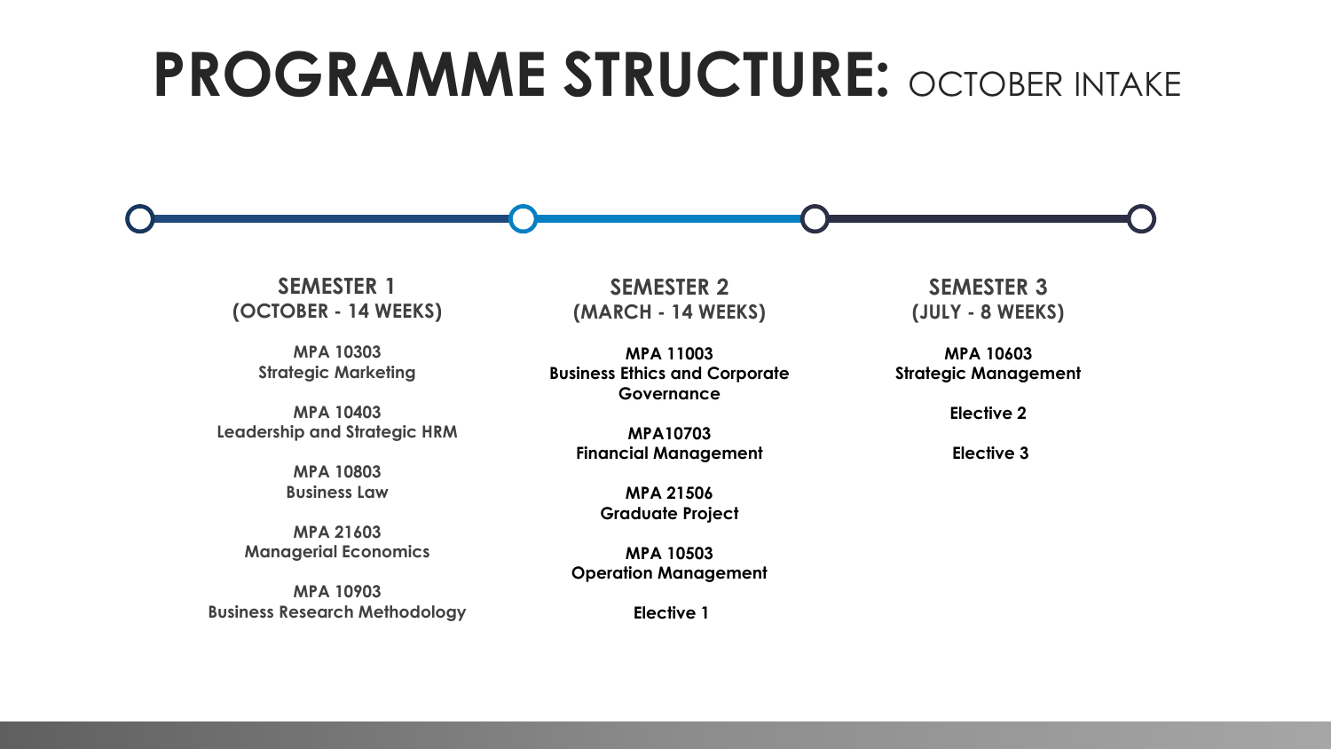# PROGRAMME STRUCTURE: OCTOBER INTAKE

## SEMESTER 1
**(OCTOBER - 14 WEEKS)**

**MPA 10303**
**Strategic Marketing**

**MPA 10403**
**Leadership and Strategic HRM**

**MPA 10803**
**Business Law**

**MPA 21603**
**Managerial Economics**

**MPA 10903**
**Business Research Methodology**

## SEMESTER 2
**(MARCH - 14 WEEKS)**

**MPA 11003**
**Business Ethics and Corporate Governance**

**MPA10703**
**Financial Management**

**MPA 21506**
**Graduate Project**

**MPA 10503**
**Operation Management**

**Elective 1**

## SEMESTER 3
**(JULY - 8 WEEKS)**

**MPA 10603**
**Strategic Management**

**Elective 2**

**Elective 3**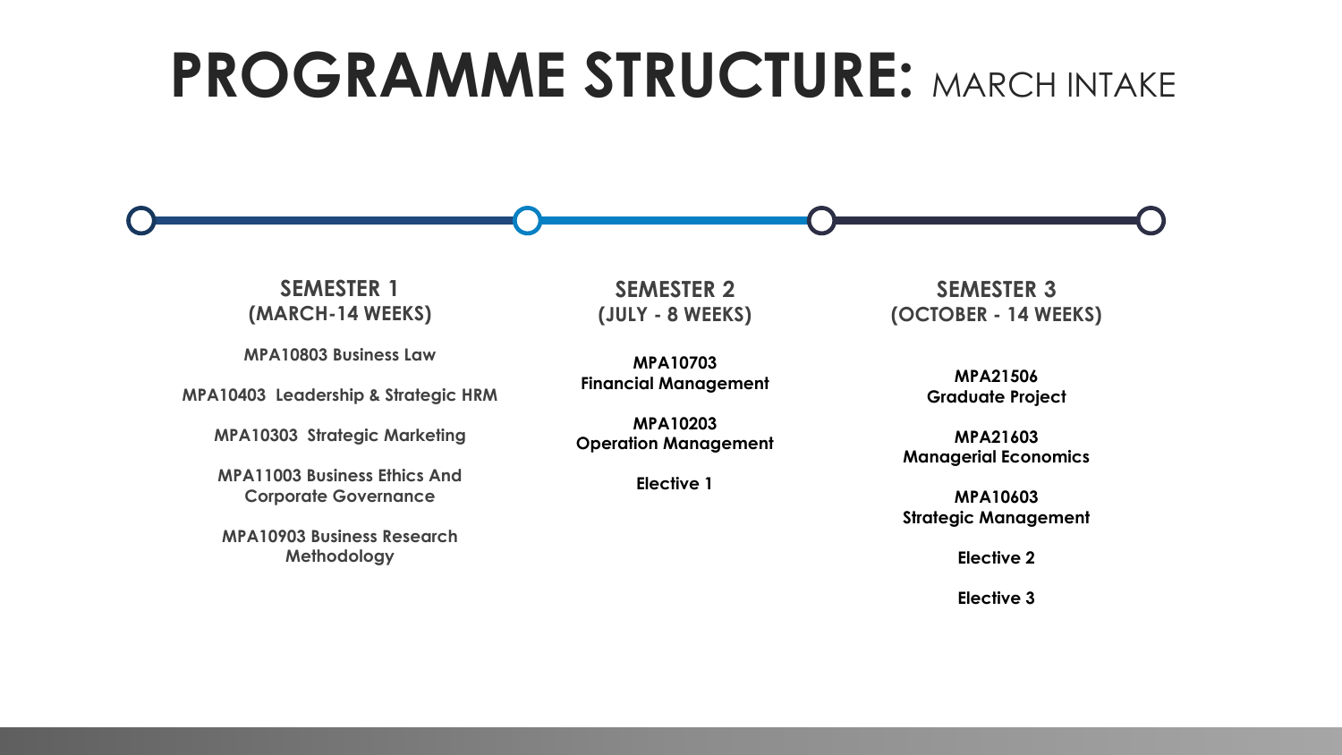# PROGRAMME STRUCTURE: MARCH INTAKE

## SEMESTER 1 (MARCH-14 WEEKS)

MPA10803 Business Law

MPA10403 Leadership & Strategic HRM

MPA10303 Strategic Marketing

MPA11003 Business Ethics And Corporate Governance

MPA10903 Business Research Methodology

## SEMESTER 2 (JULY - 8 WEEKS)

MPA10703 Financial Management

MPA10203 Operation Management

Elective 1

## SEMESTER 3 (OCTOBER - 14 WEEKS)

MPA21506 Graduate Project

MPA21603 Managerial Economics

MPA10603 Strategic Management

Elective 2

Elective 3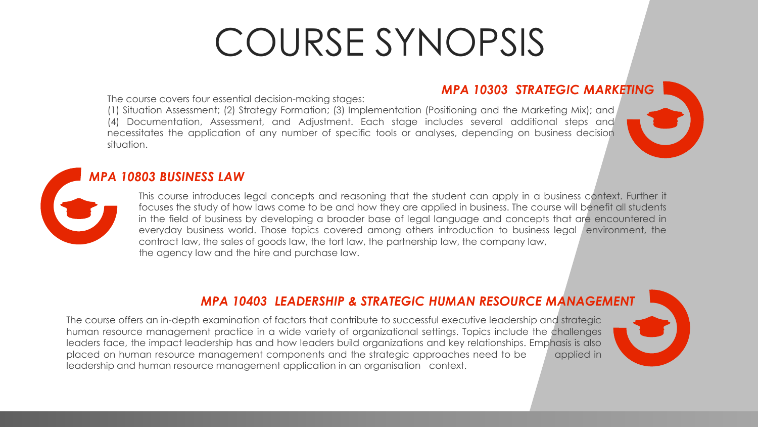# COURSE SYNOPSIS

### *MPA 10303 STRATEGIC MARKETING*

The course covers four essential decision-making stages:
(1) Situation Assessment; (2) Strategy Formation; (3) Implementation (Positioning and the Marketing Mix); and (4) Documentation, Assessment, and Adjustment. Each stage includes several additional steps and necessitates the application of any number of specific tools or analyses, depending on business decision situation.

### *MPA 10803 BUSINESS LAW*

This course introduces legal concepts and reasoning that the student can apply in a business context. Further it focuses the study of how laws come to be and how they are applied in business. The course will benefit all students in the field of business by developing a broader base of legal language and concepts that are encountered in everyday business world. Those topics covered among others introduction to business legal environment, the contract law, the sales of goods law, the tort law, the partnership law, the company law, the agency law and the hire and purchase law.

### *MPA 10403 LEADERSHIP & STRATEGIC HUMAN RESOURCE MANAGEMENT*

The course offers an in-depth examination of factors that contribute to successful executive leadership and strategic human resource management practice in a wide variety of organizational settings. Topics include the challenges leaders face, the impact leadership has and how leaders build organizations and key relationships. Emphasis is also placed on human resource management components and the strategic approaches need to be applied in leadership and human resource management application in an organisation context.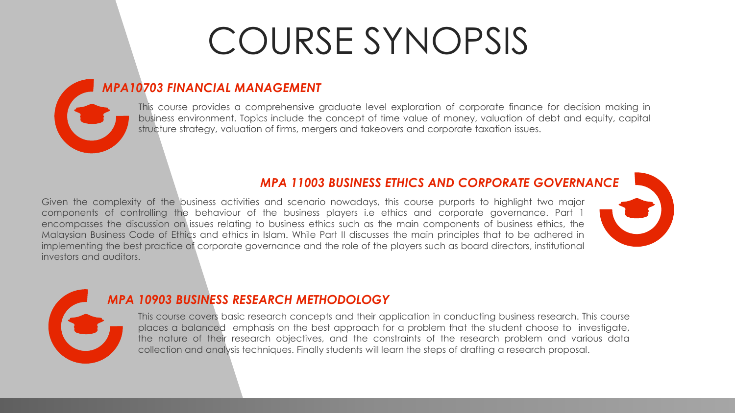# COURSE SYNOPSIS

## *MPA10703 FINANCIAL MANAGEMENT*

This course provides a comprehensive graduate level exploration of corporate finance for decision making in business environment. Topics include the concept of time value of money, valuation of debt and equity, capital structure strategy, valuation of firms, mergers and takeovers and corporate taxation issues.

## *MPA 11003 BUSINESS ETHICS AND CORPORATE GOVERNANCE*

Given the complexity of the business activities and scenario nowadays, this course purports to highlight two major components of controlling the behaviour of the business players i.e ethics and corporate governance. Part 1 encompasses the discussion on issues relating to business ethics such as the main components of business ethics, the Malaysian Business Code of Ethics and ethics in Islam. While Part II discusses the main principles that to be adhered in implementing the best practice of corporate governance and the role of the players such as board directors, institutional investors and auditors.

## *MPA 10903 BUSINESS RESEARCH METHODOLOGY*

This course covers basic research concepts and their application in conducting business research. This course places a balanced emphasis on the best approach for a problem that the student choose to investigate, the nature of their research objectives, and the constraints of the research problem and various data collection and analysis techniques. Finally students will learn the steps of drafting a research proposal.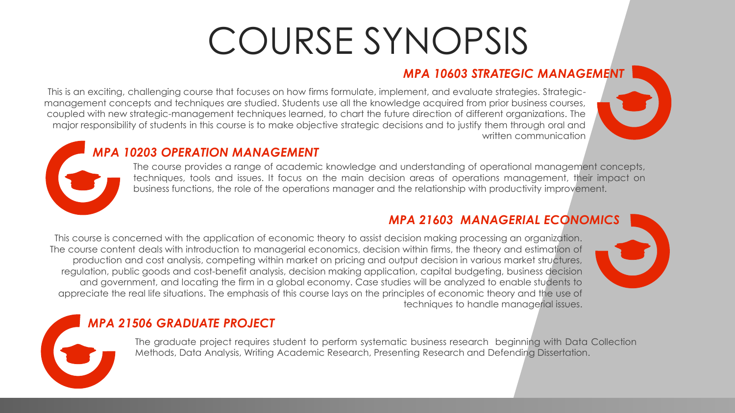# COURSE SYNOPSIS

### *MPA 10603 STRATEGIC MANAGEMENT*

This is an exciting, challenging course that focuses on how firms formulate, implement, and evaluate strategies. Strategic-management concepts and techniques are studied. Students use all the knowledge acquired from prior business courses, coupled with new strategic-management techniques learned, to chart the future direction of different organizations. The major responsibility of students in this course is to make objective strategic decisions and to justify them through oral and written communication

### *MPA 10203 OPERATION MANAGEMENT*

The course provides a range of academic knowledge and understanding of operational management concepts, techniques, tools and issues. It focus on the main decision areas of operations management, their impact on business functions, the role of the operations manager and the relationship with productivity improvement.

### *MPA 21603 MANAGERIAL ECONOMICS*

This course is concerned with the application of economic theory to assist decision making processing an organization. The course content deals with introduction to managerial economics, decision within firms, the theory and estimation of production and cost analysis, competing within market on pricing and output decision in various market structures, regulation, public goods and cost-benefit analysis, decision making application, capital budgeting, business decision and government, and locating the firm in a global economy. Case studies will be analyzed to enable students to appreciate the real life situations. The emphasis of this course lays on the principles of economic theory and the use of techniques to handle managerial issues.

### *MPA 21506 GRADUATE PROJECT*

The graduate project requires student to perform systematic business research beginning with Data Collection Methods, Data Analysis, Writing Academic Research, Presenting Research and Defending Dissertation.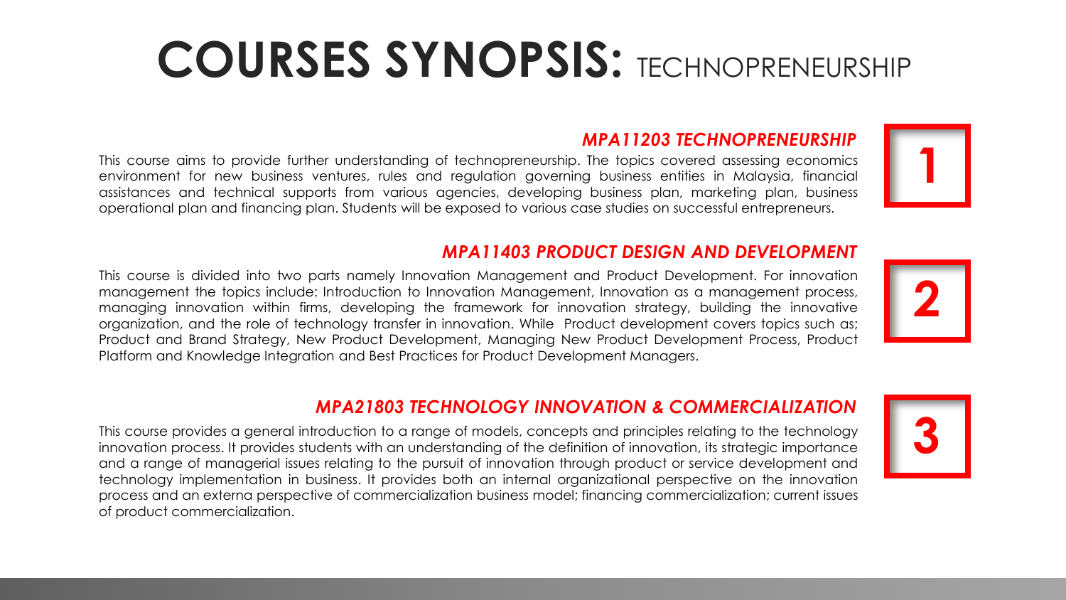# COURSES SYNOPSIS: TECHNOPRENEURSHIP

### 1. *MPA11203 TECHNOPRENEURSHIP*

This course aims to provide further understanding of technopreneurship. The topics covered assessing economics environment for new business ventures, rules and regulation governing business entities in Malaysia, financial assistances and technical supports from various agencies, developing business plan, marketing plan, business operational plan and financing plan. Students will be exposed to various case studies on successful entrepreneurs.

### 2. *MPA11403 PRODUCT DESIGN AND DEVELOPMENT*

This course is divided into two parts namely Innovation Management and Product Development. For innovation management the topics include: Introduction to Innovation Management, Innovation as a management process, managing innovation within firms, developing the framework for innovation strategy, building the innovative organization, and the role of technology transfer in innovation. While Product development covers topics such as; Product and Brand Strategy, New Product Development, Managing New Product Development Process, Product Platform and Knowledge Integration and Best Practices for Product Development Managers.

### 3. *MPA21803 TECHNOLOGY INNOVATION & COMMERCIALIZATION*

This course provides a general introduction to a range of models, concepts and principles relating to the technology innovation process. It provides students with an understanding of the definition of innovation, its strategic importance and a range of managerial issues relating to the pursuit of innovation through product or service development and technology implementation in business. It provides both an internal organizational perspective on the innovation process and an externa perspective of commercialization business model; financing commercialization; current issues of product commercialization.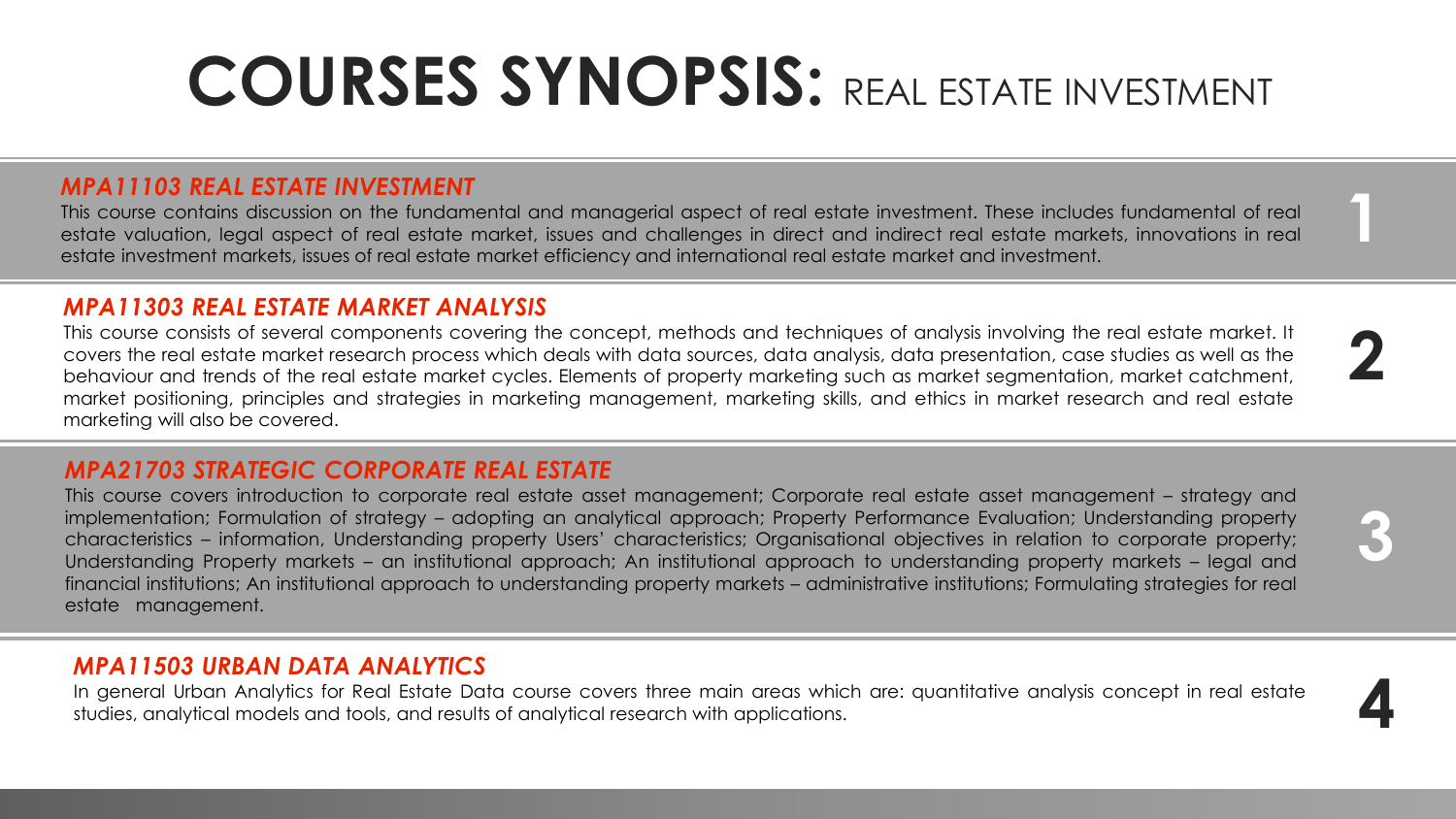# COURSES SYNOPSIS: REAL ESTATE INVESTMENT

### *MPA11103 REAL ESTATE INVESTMENT*

This course contains discussion on the fundamental and managerial aspect of real estate investment. These includes fundamental of real estate valuation, legal aspect of real estate market, issues and challenges in direct and indirect real estate markets, innovations in real estate investment markets, issues of real estate market efficiency and international real estate market and investment.

1

### *MPA11303 REAL ESTATE MARKET ANALYSIS*

This course consists of several components covering the concept, methods and techniques of analysis involving the real estate market. It covers the real estate market research process which deals with data sources, data analysis, data presentation, case studies as well as the behaviour and trends of the real estate market cycles. Elements of property marketing such as market segmentation, market catchment, market positioning, principles and strategies in marketing management, marketing skills, and ethics in market research and real estate marketing will also be covered.

2

### *MPA21703 STRATEGIC CORPORATE REAL ESTATE*

This course covers introduction to corporate real estate asset management; Corporate real estate asset management – strategy and implementation; Formulation of strategy – adopting an analytical approach; Property Performance Evaluation; Understanding property characteristics – information, Understanding property Users' characteristics; Organisational objectives in relation to corporate property; Understanding Property markets – an institutional approach; An institutional approach to understanding property markets – legal and financial institutions; An institutional approach to understanding property markets – administrative institutions; Formulating strategies for real estate management.

3

### *MPA11503 URBAN DATA ANALYTICS*

In general Urban Analytics for Real Estate Data course covers three main areas which are: quantitative analysis concept in real estate studies, analytical models and tools, and results of analytical research with applications.

4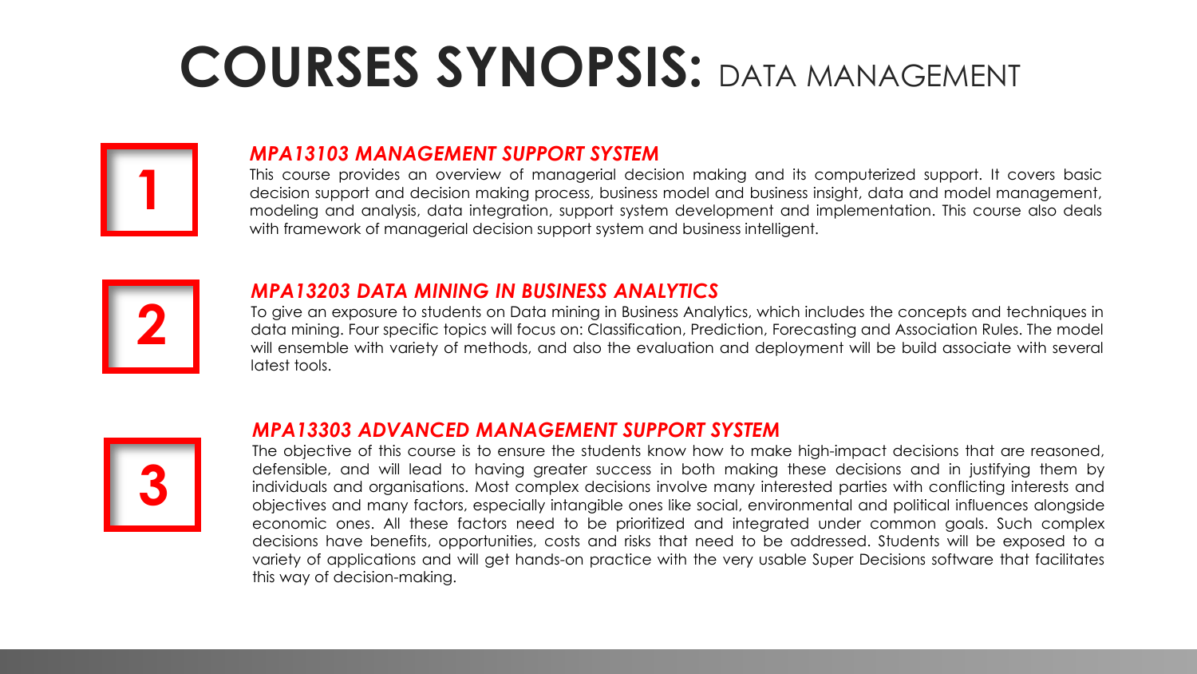# COURSES SYNOPSIS: DATA MANAGEMENT

## 1

### *MPA13103 MANAGEMENT SUPPORT SYSTEM*

This course provides an overview of managerial decision making and its computerized support. It covers basic decision support and decision making process, business model and business insight, data and model management, modeling and analysis, data integration, support system development and implementation. This course also deals with framework of managerial decision support system and business intelligent.

## 2

### *MPA13203 DATA MINING IN BUSINESS ANALYTICS*

To give an exposure to students on Data mining in Business Analytics, which includes the concepts and techniques in data mining. Four specific topics will focus on: Classification, Prediction, Forecasting and Association Rules. The model will ensemble with variety of methods, and also the evaluation and deployment will be build associate with several latest tools.

## 3

### *MPA13303 ADVANCED MANAGEMENT SUPPORT SYSTEM*

The objective of this course is to ensure the students know how to make high-impact decisions that are reasoned, defensible, and will lead to having greater success in both making these decisions and in justifying them by individuals and organisations. Most complex decisions involve many interested parties with conflicting interests and objectives and many factors, especially intangible ones like social, environmental and political influences alongside economic ones. All these factors need to be prioritized and integrated under common goals. Such complex decisions have benefits, opportunities, costs and risks that need to be addressed. Students will be exposed to a variety of applications and will get hands-on practice with the very usable Super Decisions software that facilitates this way of decision-making.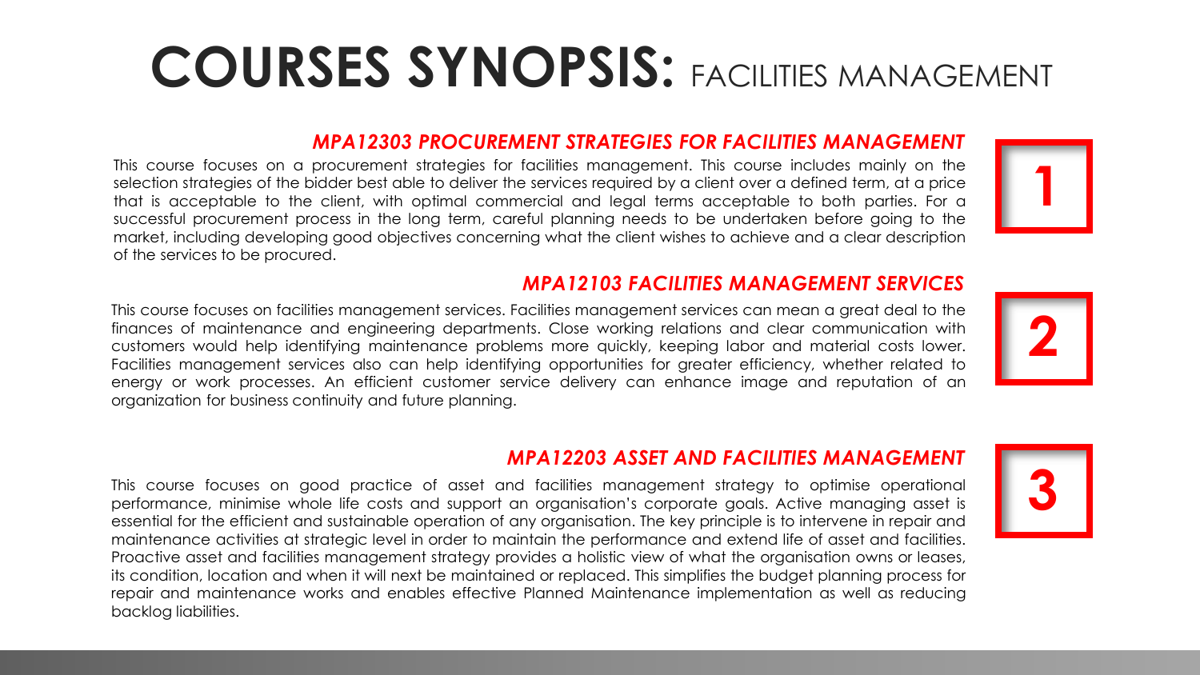# COURSES SYNOPSIS: FACILITIES MANAGEMENT

## *MPA12303 PROCUREMENT STRATEGIES FOR FACILITIES MANAGEMENT*

**1**

This course focuses on a procurement strategies for facilities management. This course includes mainly on the selection strategies of the bidder best able to deliver the services required by a client over a defined term, at a price that is acceptable to the client, with optimal commercial and legal terms acceptable to both parties. For a successful procurement process in the long term, careful planning needs to be undertaken before going to the market, including developing good objectives concerning what the client wishes to achieve and a clear description of the services to be procured.

## *MPA12103 FACILITIES MANAGEMENT SERVICES*

**2**

This course focuses on facilities management services. Facilities management services can mean a great deal to the finances of maintenance and engineering departments. Close working relations and clear communication with customers would help identifying maintenance problems more quickly, keeping labor and material costs lower. Facilities management services also can help identifying opportunities for greater efficiency, whether related to energy or work processes. An efficient customer service delivery can enhance image and reputation of an organization for business continuity and future planning.

## *MPA12203 ASSET AND FACILITIES MANAGEMENT*

**3**

This course focuses on good practice of asset and facilities management strategy to optimise operational performance, minimise whole life costs and support an organisation's corporate goals. Active managing asset is essential for the efficient and sustainable operation of any organisation. The key principle is to intervene in repair and maintenance activities at strategic level in order to maintain the performance and extend life of asset and facilities. Proactive asset and facilities management strategy provides a holistic view of what the organisation owns or leases, its condition, location and when it will next be maintained or replaced. This simplifies the budget planning process for repair and maintenance works and enables effective Planned Maintenance implementation as well as reducing backlog liabilities.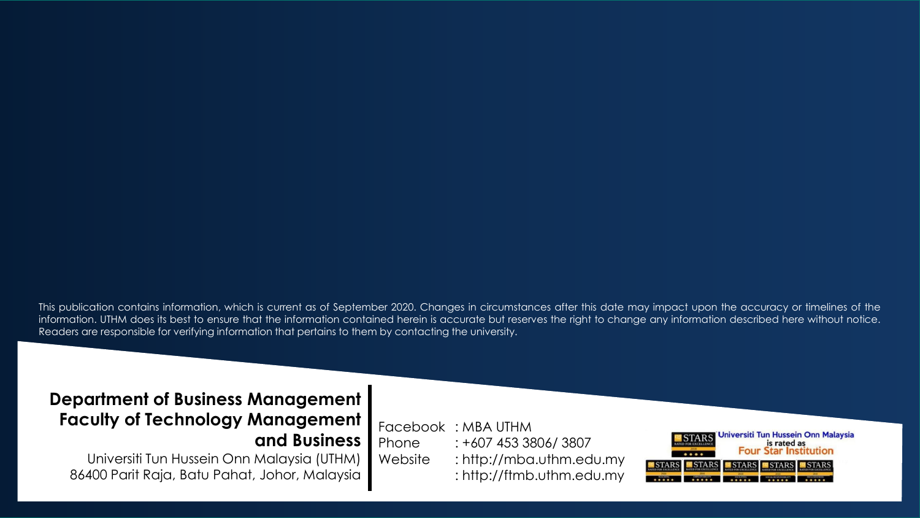This publication contains information, which is current as of September 2020. Changes in circumstances after this date may impact upon the accuracy or timelines of the information. UTHM does its best to ensure that the information contained herein is accurate but reserves the right to change any information described here without notice. Readers are responsible for verifying information that pertains to them by contacting the university.

**Department of Business Management**
**Faculty of Technology Management and Business**

Universiti Tun Hussein Onn Malaysia (UTHM)
86400 Parit Raja, Batu Pahat, Johor, Malaysia

Facebook : MBA UTHM
Phone : +607 453 3806/ 3807
Website : http://mba.uthm.edu.my
: http://ftmb.uthm.edu.my

Universiti Tun Hussein Onn Malaysia is rated as Four Star Institution